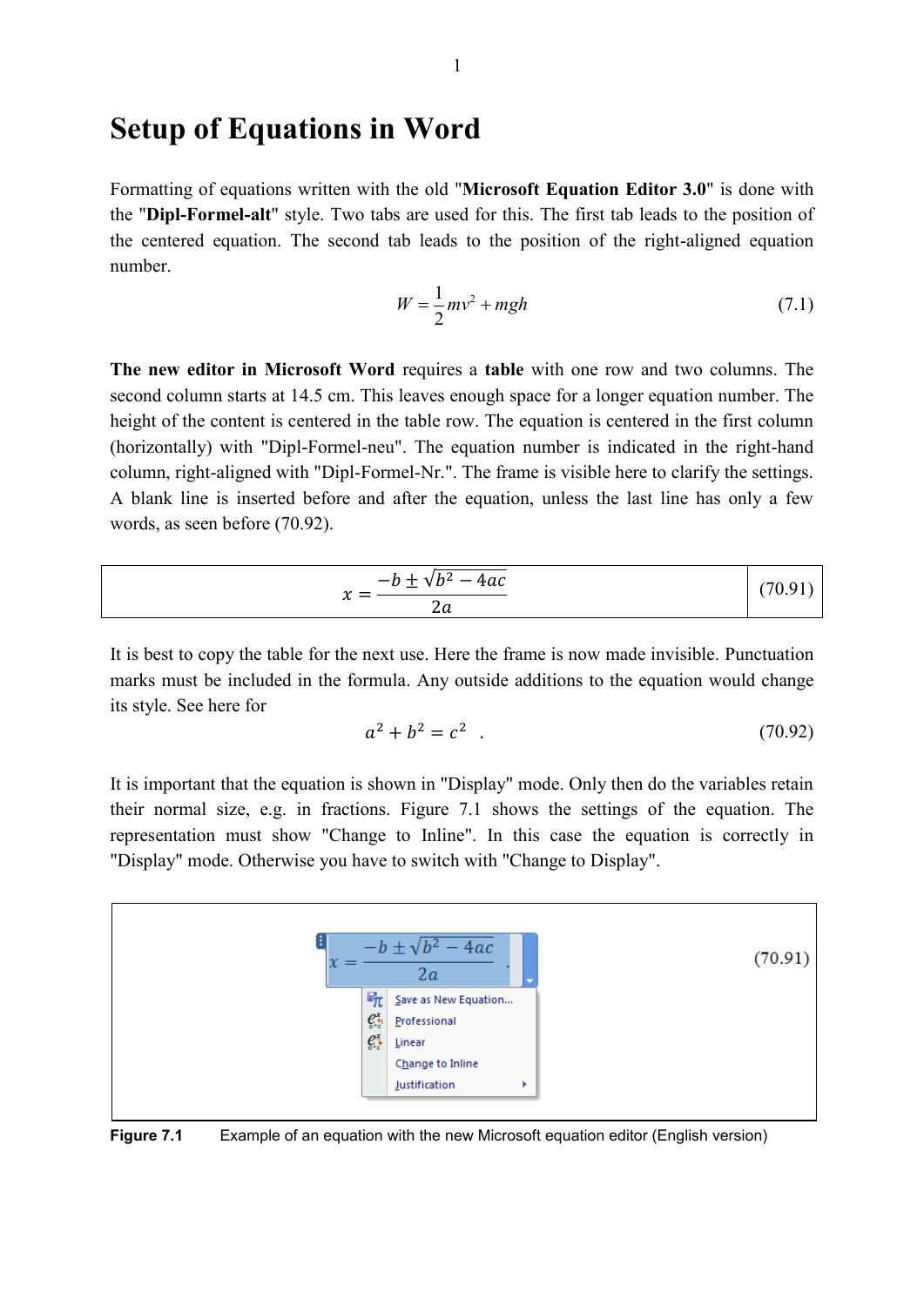# Setup of Equations in Word

Formatting of equations written with the old "**Microsoft Equation Editor 3.0**" is done with the "**Dipl-Formel-alt**" style. Two tabs are used for this. The first tab leads to the position of the centered equation. The second tab leads to the position of the right-aligned equation number.

$$W = \frac{1}{2}mv^2 + mgh \tag{7.1}$$

**The new editor in Microsoft Word** requires a **table** with one row and two columns. The second column starts at 14.5 cm. This leaves enough space for a longer equation number. The height of the content is centered in the table row. The equation is centered in the first column (horizontally) with "Dipl-Formel-neu". The equation number is indicated in the right-hand column, right-aligned with "Dipl-Formel-Nr.". The frame is visible here to clarify the settings. A blank line is inserted before and after the equation, unless the last line has only a few words, as seen before (70.92).

| $x = \dfrac{-b \pm \sqrt{b^2 - 4ac}}{2a}$ | (70.91) |
|---|---|

It is best to copy the table for the next use. Here the frame is now made invisible. Punctuation marks must be included in the formula. Any outside additions to the equation would change its style. See here for

$$a^2 + b^2 = c^2 \quad . \tag{70.92}$$

It is important that the equation is shown in "Display" mode. Only then do the variables retain their normal size, e.g. in fractions. Figure 7.1 shows the settings of the equation. The representation must show "Change to Inline". In this case the equation is correctly in "Display" mode. Otherwise you have to switch with "Change to Display".

$$x = \frac{-b \pm \sqrt{b^2 - 4ac}}{2a} \quad . \tag{70.91}$$

Save as New Equation...
Professional
Linear
Change to Inline
Justification

**Figure 7.1** Example of an equation with the new Microsoft equation editor (English version)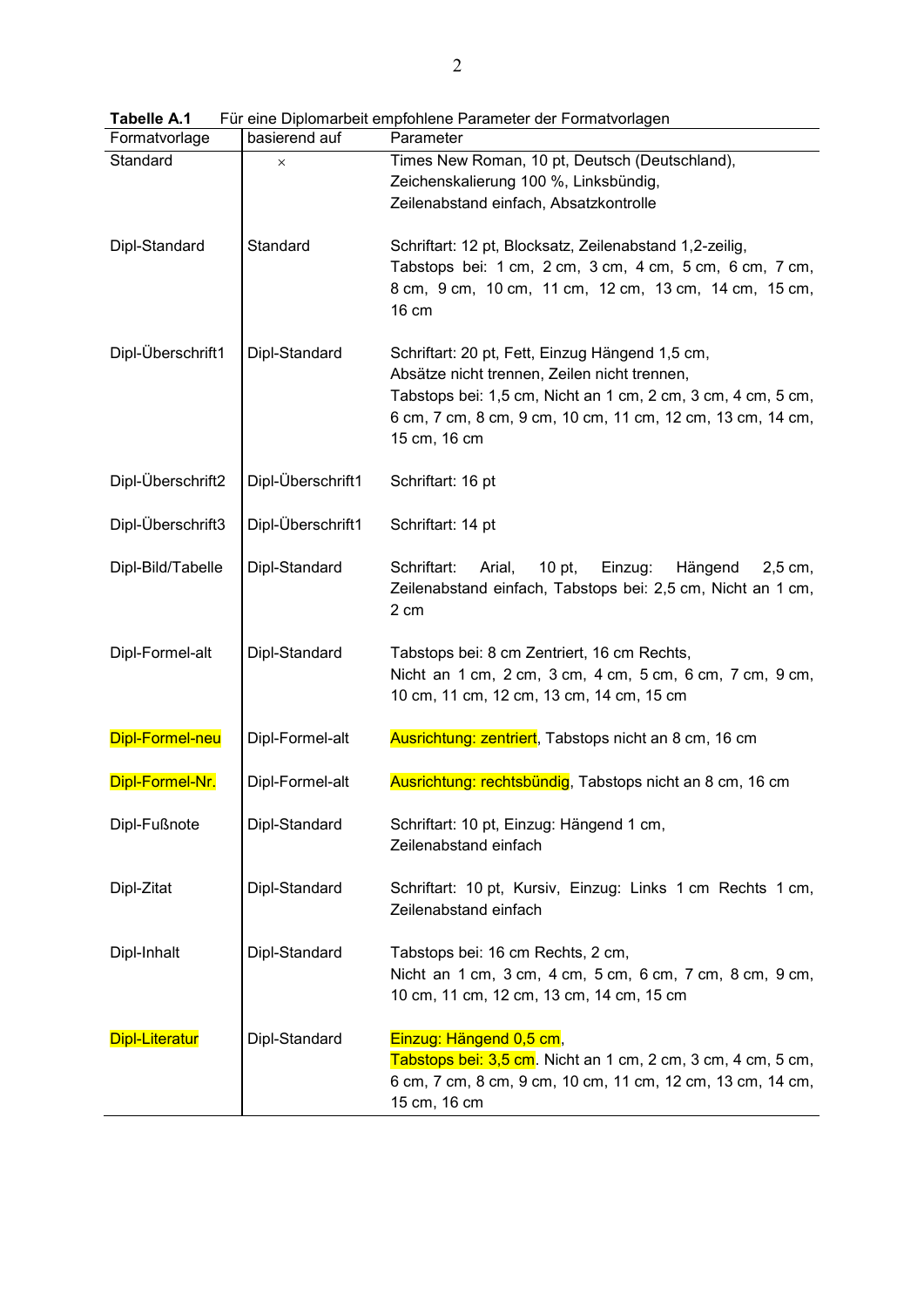**Tabelle A.1** Für eine Diplomarbeit empfohlene Parameter der Formatvorlagen

| Formatvorlage | basierend auf | Parameter |
|---|---|---|
| Standard | × | Times New Roman, 10 pt, Deutsch (Deutschland), Zeichenskalierung 100 %, Linksbündig, Zeilenabstand einfach, Absatzkontrolle |
| Dipl-Standard | Standard | Schriftart: 12 pt, Blocksatz, Zeilenabstand 1,2-zeilig, Tabstops bei: 1 cm, 2 cm, 3 cm, 4 cm, 5 cm, 6 cm, 7 cm, 8 cm, 9 cm, 10 cm, 11 cm, 12 cm, 13 cm, 14 cm, 15 cm, 16 cm |
| Dipl-Überschrift1 | Dipl-Standard | Schriftart: 20 pt, Fett, Einzug Hängend 1,5 cm, Absätze nicht trennen, Zeilen nicht trennen, Tabstops bei: 1,5 cm, Nicht an 1 cm, 2 cm, 3 cm, 4 cm, 5 cm, 6 cm, 7 cm, 8 cm, 9 cm, 10 cm, 11 cm, 12 cm, 13 cm, 14 cm, 15 cm, 16 cm |
| Dipl-Überschrift2 | Dipl-Überschrift1 | Schriftart: 16 pt |
| Dipl-Überschrift3 | Dipl-Überschrift1 | Schriftart: 14 pt |
| Dipl-Bild/Tabelle | Dipl-Standard | Schriftart: Arial, 10 pt, Einzug: Hängend 2,5 cm, Zeilenabstand einfach, Tabstops bei: 2,5 cm, Nicht an 1 cm, 2 cm |
| Dipl-Formel-alt | Dipl-Standard | Tabstops bei: 8 cm Zentriert, 16 cm Rechts, Nicht an 1 cm, 2 cm, 3 cm, 4 cm, 5 cm, 6 cm, 7 cm, 9 cm, 10 cm, 11 cm, 12 cm, 13 cm, 14 cm, 15 cm |
| Dipl-Formel-neu | Dipl-Formel-alt | Ausrichtung: zentriert, Tabstops nicht an 8 cm, 16 cm |
| Dipl-Formel-Nr. | Dipl-Formel-alt | Ausrichtung: rechtsbündig, Tabstops nicht an 8 cm, 16 cm |
| Dipl-Fußnote | Dipl-Standard | Schriftart: 10 pt, Einzug: Hängend 1 cm, Zeilenabstand einfach |
| Dipl-Zitat | Dipl-Standard | Schriftart: 10 pt, Kursiv, Einzug: Links 1 cm Rechts 1 cm, Zeilenabstand einfach |
| Dipl-Inhalt | Dipl-Standard | Tabstops bei: 16 cm Rechts, 2 cm, Nicht an 1 cm, 3 cm, 4 cm, 5 cm, 6 cm, 7 cm, 8 cm, 9 cm, 10 cm, 11 cm, 12 cm, 13 cm, 14 cm, 15 cm |
| Dipl-Literatur | Dipl-Standard | Einzug: Hängend 0,5 cm, Tabstops bei: 3,5 cm. Nicht an 1 cm, 2 cm, 3 cm, 4 cm, 5 cm, 6 cm, 7 cm, 8 cm, 9 cm, 10 cm, 11 cm, 12 cm, 13 cm, 14 cm, 15 cm, 16 cm |